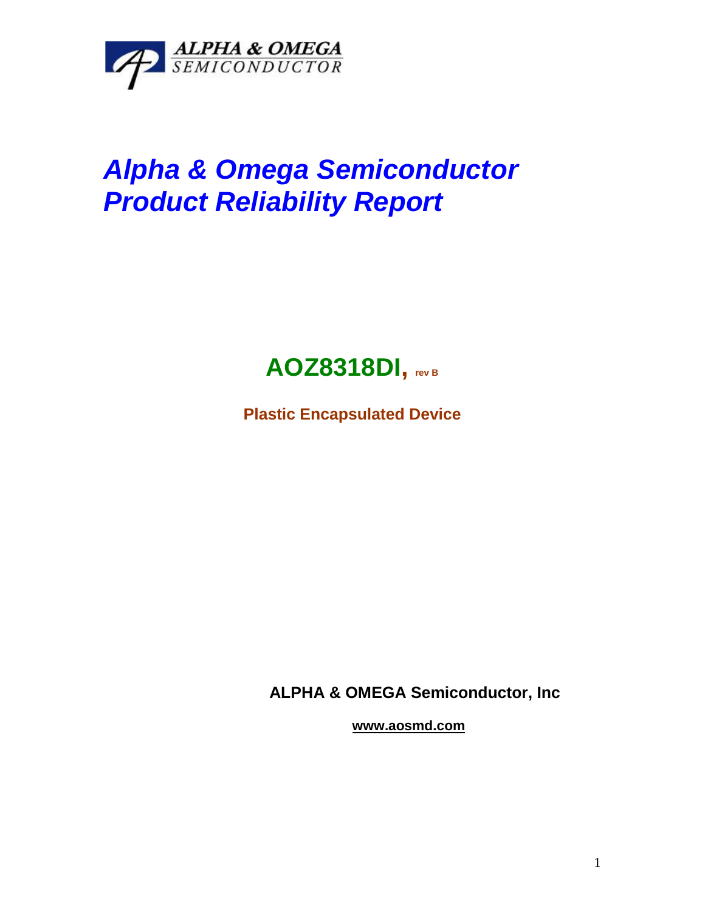ALPHA & OMEGA SEMICONDUCTOR

# *Alpha & Omega Semiconductor Product Reliability Report*

## AOZ8318DI, rev B

**Plastic Encapsulated Device**

**ALPHA & OMEGA Semiconductor, Inc**

**www.aosmd.com**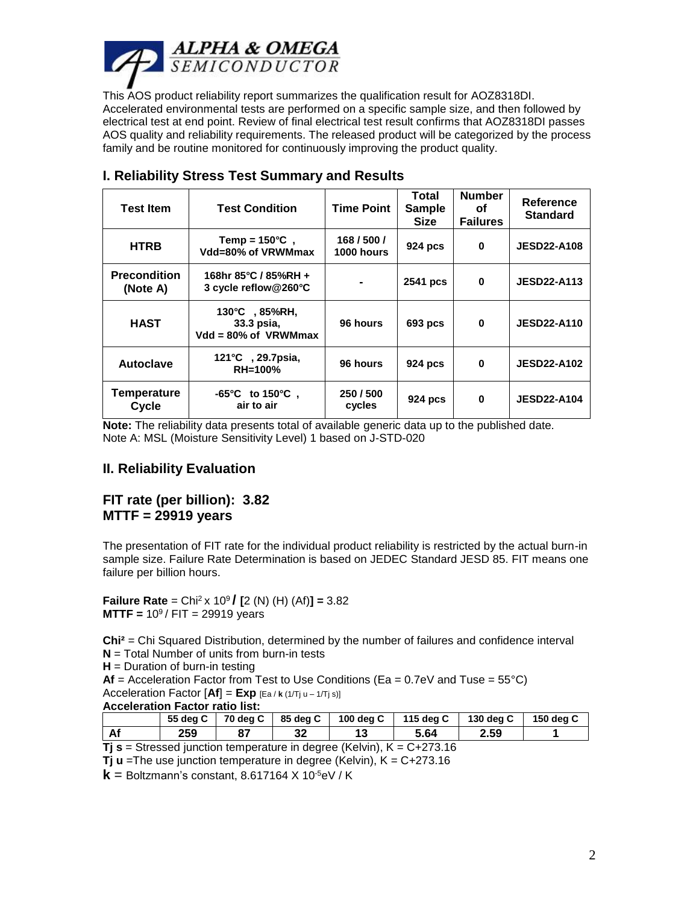This AOS product reliability report summarizes the qualification result for AOZ8318DI. Accelerated environmental tests are performed on a specific sample size, and then followed by electrical test at end point. Review of final electrical test result confirms that AOZ8318DI passes AOS quality and reliability requirements. The released product will be categorized by the process family and be routine monitored for continuously improving the product quality.

## I. Reliability Stress Test Summary and Results

| Test Item | Test Condition | Time Point | Total Sample Size | Number of Failures | Reference Standard |
|---|---|---|---|---|---|
| **HTRB** | **Temp = 150°C , Vdd=80% of VRWMmax** | **168 / 500 / 1000 hours** | **924 pcs** | **0** | **JESD22-A108** |
| **Precondition (Note A)** | **168hr 85°C / 85%RH + 3 cycle reflow@260°C** | **-** | **2541 pcs** | **0** | **JESD22-A113** |
| **HAST** | **130°C , 85%RH, 33.3 psia, Vdd = 80% of VRWMmax** | **96 hours** | **693 pcs** | **0** | **JESD22-A110** |
| **Autoclave** | **121°C , 29.7psia, RH=100%** | **96 hours** | **924 pcs** | **0** | **JESD22-A102** |
| **Temperature Cycle** | **-65°C to 150°C , air to air** | **250 / 500 cycles** | **924 pcs** | **0** | **JESD22-A104** |

**Note:** The reliability data presents total of available generic data up to the published date.
Note A: MSL (Moisture Sensitivity Level) 1 based on J-STD-020

## II. Reliability Evaluation

### FIT rate (per billion): 3.82
### MTTF = 29919 years

The presentation of FIT rate for the individual product reliability is restricted by the actual burn-in sample size. Failure Rate Determination is based on JEDEC Standard JESD 85. FIT means one failure per billion hours.

**Failure Rate** = $Chi^2 \times 10^9$ **/ [**2 (N) (H) (Af)**] =** 3.82
**MTTF =** $10^9$ / FIT = 29919 years

**Chi²** = Chi Squared Distribution, determined by the number of failures and confidence interval
**N** = Total Number of units from burn-in tests
**H** = Duration of burn-in testing
**Af** = Acceleration Factor from Test to Use Conditions (Ea = 0.7eV and Tuse = 55°C)
Acceleration Factor [**Af**] = **Exp** [Ea / **k** (1/Tj u – 1/Tj s)]
**Acceleration Factor ratio list:**

| | 55 deg C | 70 deg C | 85 deg C | 100 deg C | 115 deg C | 130 deg C | 150 deg C |
|---|---|---|---|---|---|---|---|
| **Af** | **259** | **87** | **32** | **13** | **5.64** | **2.59** | **1** |

**Tj s** = Stressed junction temperature in degree (Kelvin), K = C+273.16
**Tj u** =The use junction temperature in degree (Kelvin), K = C+273.16
**k** = Boltzmann's constant, 8.617164 X $10^{-5}$eV / K